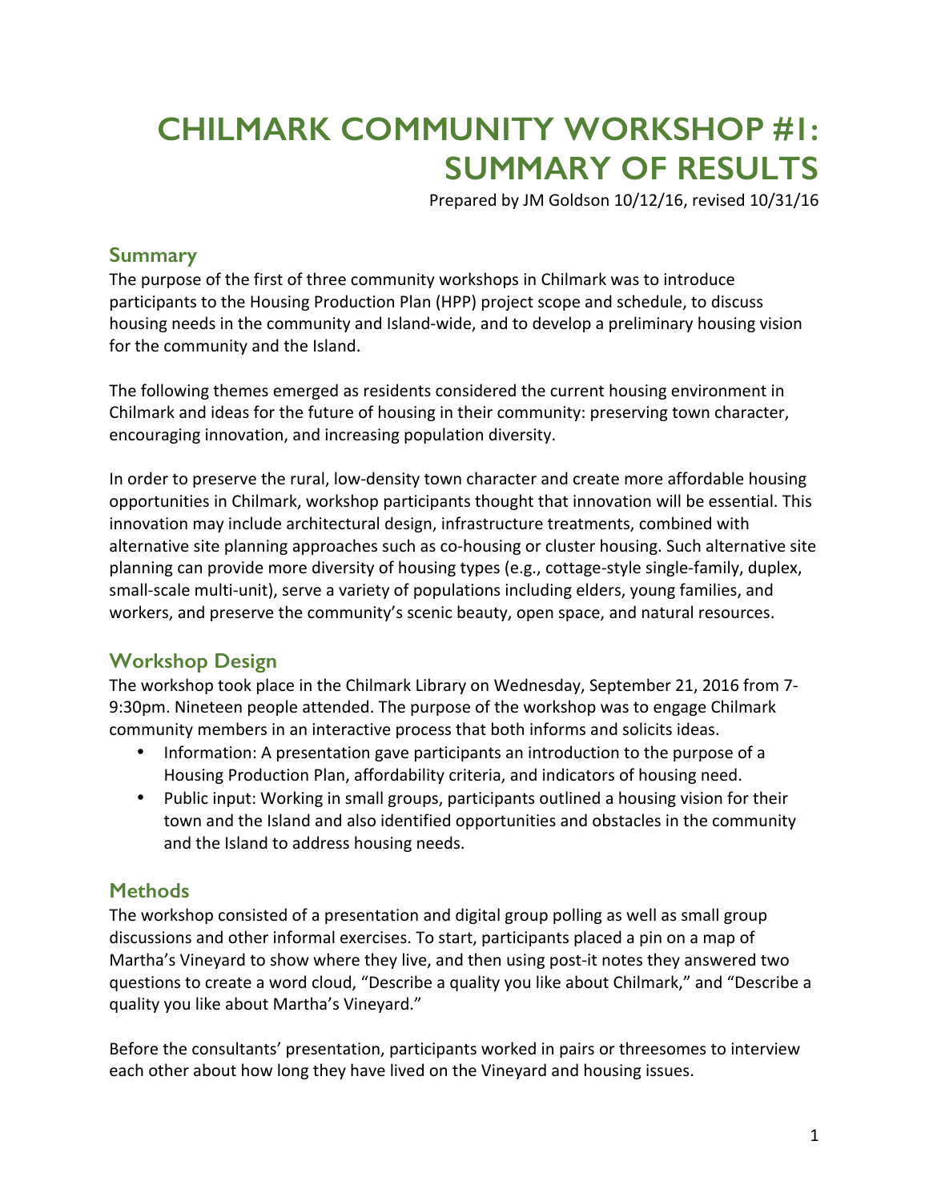# CHILMARK COMMUNITY WORKSHOP #1: SUMMARY OF RESULTS

Prepared by JM Goldson 10/12/16, revised 10/31/16

## Summary

The purpose of the first of three community workshops in Chilmark was to introduce participants to the Housing Production Plan (HPP) project scope and schedule, to discuss housing needs in the community and Island-wide, and to develop a preliminary housing vision for the community and the Island.

The following themes emerged as residents considered the current housing environment in Chilmark and ideas for the future of housing in their community: preserving town character, encouraging innovation, and increasing population diversity.

In order to preserve the rural, low-density town character and create more affordable housing opportunities in Chilmark, workshop participants thought that innovation will be essential. This innovation may include architectural design, infrastructure treatments, combined with alternative site planning approaches such as co-housing or cluster housing. Such alternative site planning can provide more diversity of housing types (e.g., cottage-style single-family, duplex, small-scale multi-unit), serve a variety of populations including elders, young families, and workers, and preserve the community's scenic beauty, open space, and natural resources.

## Workshop Design

The workshop took place in the Chilmark Library on Wednesday, September 21, 2016 from 7-9:30pm. Nineteen people attended. The purpose of the workshop was to engage Chilmark community members in an interactive process that both informs and solicits ideas.

- Information: A presentation gave participants an introduction to the purpose of a Housing Production Plan, affordability criteria, and indicators of housing need.
- Public input: Working in small groups, participants outlined a housing vision for their town and the Island and also identified opportunities and obstacles in the community and the Island to address housing needs.

## Methods

The workshop consisted of a presentation and digital group polling as well as small group discussions and other informal exercises. To start, participants placed a pin on a map of Martha's Vineyard to show where they live, and then using post-it notes they answered two questions to create a word cloud, "Describe a quality you like about Chilmark," and "Describe a quality you like about Martha's Vineyard."

Before the consultants' presentation, participants worked in pairs or threesomes to interview each other about how long they have lived on the Vineyard and housing issues.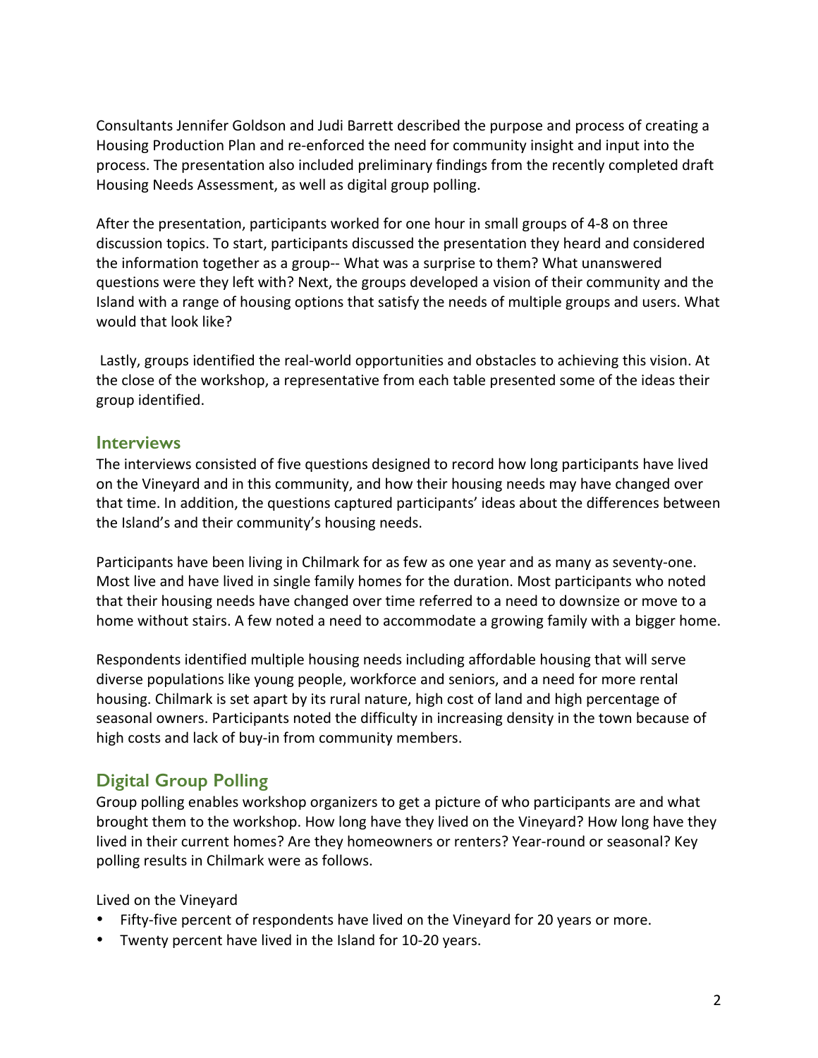Consultants Jennifer Goldson and Judi Barrett described the purpose and process of creating a Housing Production Plan and re-enforced the need for community insight and input into the process. The presentation also included preliminary findings from the recently completed draft Housing Needs Assessment, as well as digital group polling.

After the presentation, participants worked for one hour in small groups of 4-8 on three discussion topics. To start, participants discussed the presentation they heard and considered the information together as a group-- What was a surprise to them? What unanswered questions were they left with? Next, the groups developed a vision of their community and the Island with a range of housing options that satisfy the needs of multiple groups and users. What would that look like?

Lastly, groups identified the real-world opportunities and obstacles to achieving this vision. At the close of the workshop, a representative from each table presented some of the ideas their group identified.

## Interviews

The interviews consisted of five questions designed to record how long participants have lived on the Vineyard and in this community, and how their housing needs may have changed over that time. In addition, the questions captured participants' ideas about the differences between the Island's and their community's housing needs.

Participants have been living in Chilmark for as few as one year and as many as seventy-one. Most live and have lived in single family homes for the duration. Most participants who noted that their housing needs have changed over time referred to a need to downsize or move to a home without stairs. A few noted a need to accommodate a growing family with a bigger home.

Respondents identified multiple housing needs including affordable housing that will serve diverse populations like young people, workforce and seniors, and a need for more rental housing. Chilmark is set apart by its rural nature, high cost of land and high percentage of seasonal owners. Participants noted the difficulty in increasing density in the town because of high costs and lack of buy-in from community members.

## Digital Group Polling

Group polling enables workshop organizers to get a picture of who participants are and what brought them to the workshop. How long have they lived on the Vineyard? How long have they lived in their current homes? Are they homeowners or renters? Year-round or seasonal? Key polling results in Chilmark were as follows.

Lived on the Vineyard

- Fifty-five percent of respondents have lived on the Vineyard for 20 years or more.
- Twenty percent have lived in the Island for 10-20 years.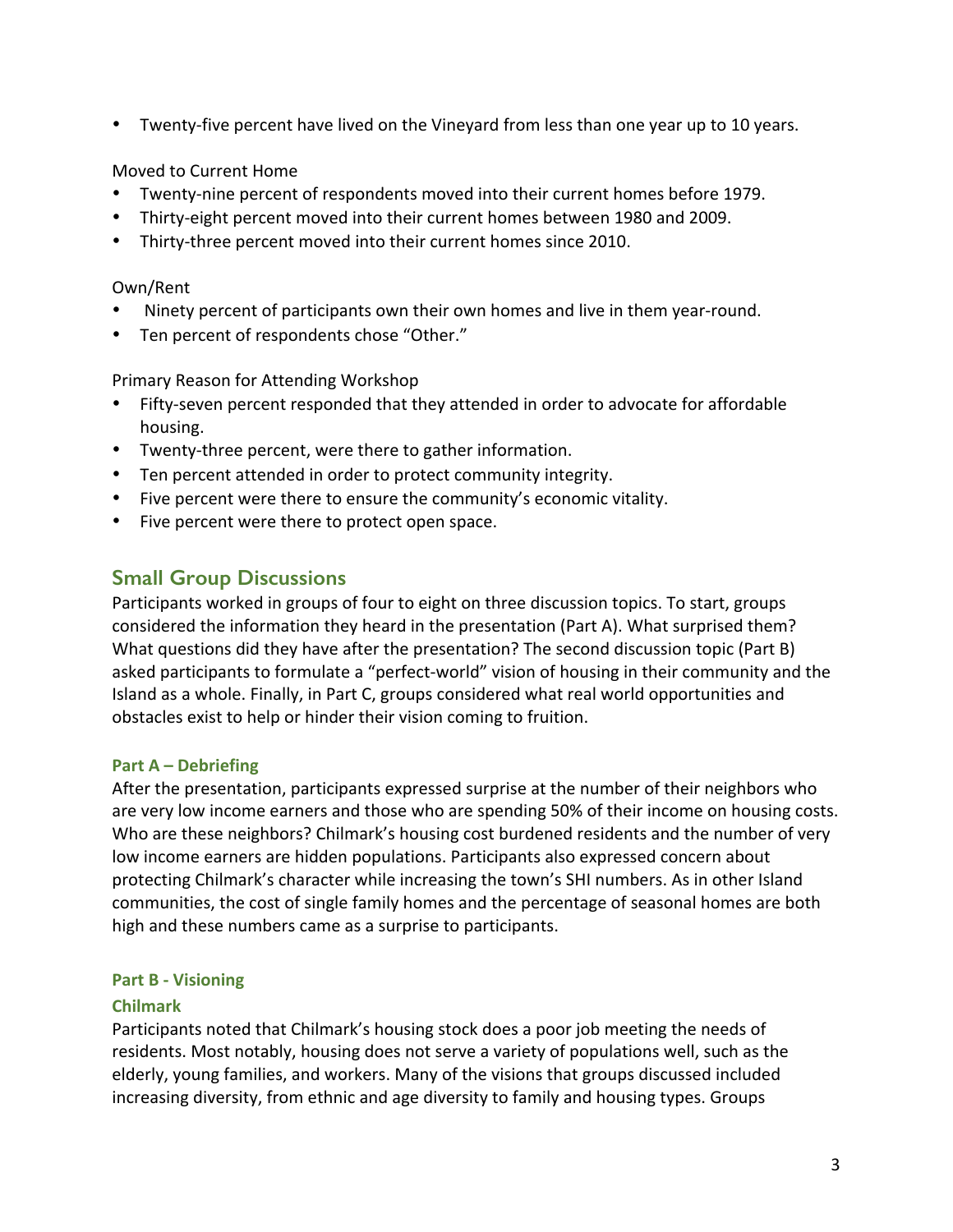- Twenty-five percent have lived on the Vineyard from less than one year up to 10 years.

Moved to Current Home

- Twenty-nine percent of respondents moved into their current homes before 1979.
- Thirty-eight percent moved into their current homes between 1980 and 2009.
- Thirty-three percent moved into their current homes since 2010.

Own/Rent

- Ninety percent of participants own their own homes and live in them year-round.
- Ten percent of respondents chose "Other."

Primary Reason for Attending Workshop

- Fifty-seven percent responded that they attended in order to advocate for affordable housing.
- Twenty-three percent, were there to gather information.
- Ten percent attended in order to protect community integrity.
- Five percent were there to ensure the community's economic vitality.
- Five percent were there to protect open space.

## Small Group Discussions

Participants worked in groups of four to eight on three discussion topics. To start, groups considered the information they heard in the presentation (Part A). What surprised them? What questions did they have after the presentation? The second discussion topic (Part B) asked participants to formulate a "perfect-world" vision of housing in their community and the Island as a whole. Finally, in Part C, groups considered what real world opportunities and obstacles exist to help or hinder their vision coming to fruition.

### Part A – Debriefing

After the presentation, participants expressed surprise at the number of their neighbors who are very low income earners and those who are spending 50% of their income on housing costs. Who are these neighbors? Chilmark's housing cost burdened residents and the number of very low income earners are hidden populations. Participants also expressed concern about protecting Chilmark's character while increasing the town's SHI numbers. As in other Island communities, the cost of single family homes and the percentage of seasonal homes are both high and these numbers came as a surprise to participants.

### Part B - Visioning

#### Chilmark

Participants noted that Chilmark's housing stock does a poor job meeting the needs of residents. Most notably, housing does not serve a variety of populations well, such as the elderly, young families, and workers. Many of the visions that groups discussed included increasing diversity, from ethnic and age diversity to family and housing types. Groups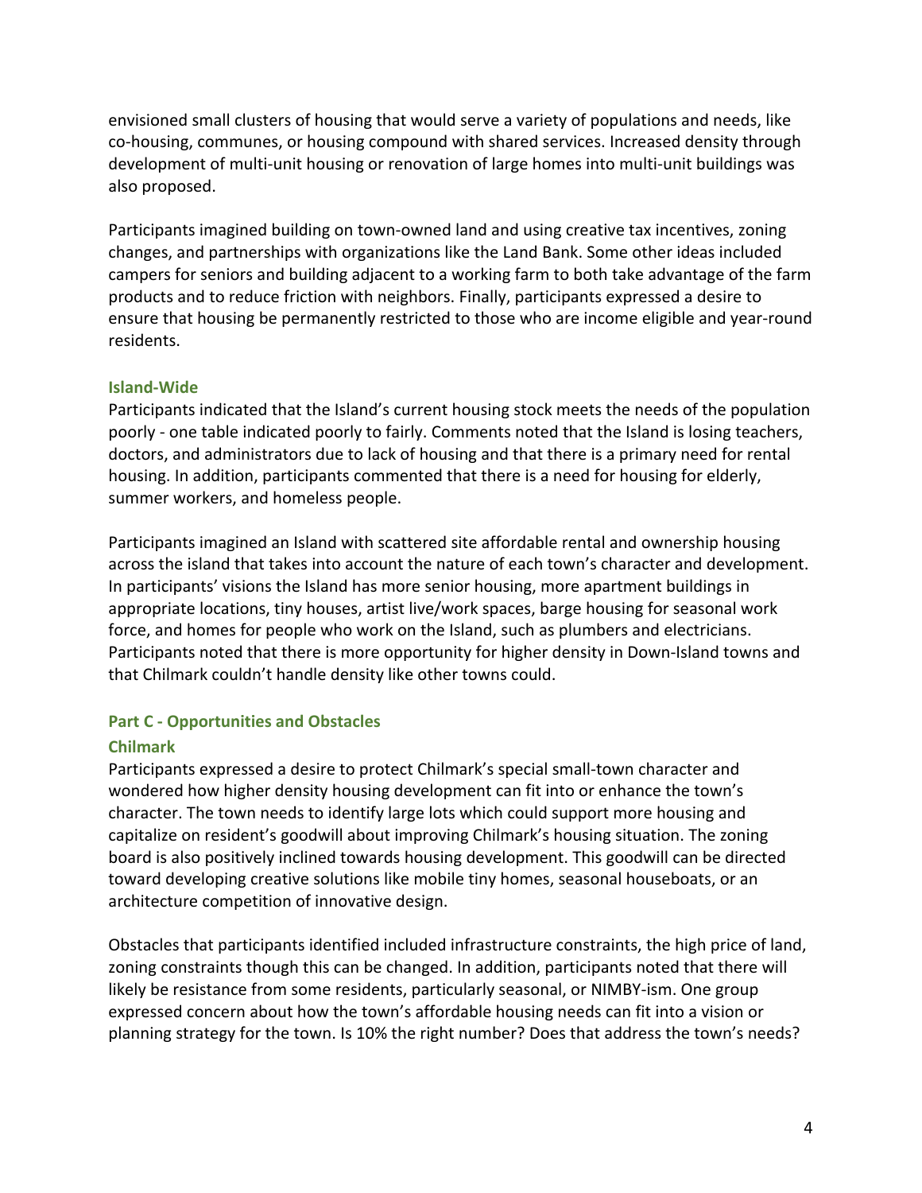envisioned small clusters of housing that would serve a variety of populations and needs, like co-housing, communes, or housing compound with shared services. Increased density through development of multi-unit housing or renovation of large homes into multi-unit buildings was also proposed.

Participants imagined building on town-owned land and using creative tax incentives, zoning changes, and partnerships with organizations like the Land Bank. Some other ideas included campers for seniors and building adjacent to a working farm to both take advantage of the farm products and to reduce friction with neighbors. Finally, participants expressed a desire to ensure that housing be permanently restricted to those who are income eligible and year-round residents.

### Island-Wide

Participants indicated that the Island's current housing stock meets the needs of the population poorly - one table indicated poorly to fairly. Comments noted that the Island is losing teachers, doctors, and administrators due to lack of housing and that there is a primary need for rental housing. In addition, participants commented that there is a need for housing for elderly, summer workers, and homeless people.

Participants imagined an Island with scattered site affordable rental and ownership housing across the island that takes into account the nature of each town's character and development. In participants' visions the Island has more senior housing, more apartment buildings in appropriate locations, tiny houses, artist live/work spaces, barge housing for seasonal work force, and homes for people who work on the Island, such as plumbers and electricians. Participants noted that there is more opportunity for higher density in Down-Island towns and that Chilmark couldn't handle density like other towns could.

## Part C - Opportunities and Obstacles

### Chilmark

Participants expressed a desire to protect Chilmark's special small-town character and wondered how higher density housing development can fit into or enhance the town's character. The town needs to identify large lots which could support more housing and capitalize on resident's goodwill about improving Chilmark's housing situation. The zoning board is also positively inclined towards housing development. This goodwill can be directed toward developing creative solutions like mobile tiny homes, seasonal houseboats, or an architecture competition of innovative design.

Obstacles that participants identified included infrastructure constraints, the high price of land, zoning constraints though this can be changed. In addition, participants noted that there will likely be resistance from some residents, particularly seasonal, or NIMBY-ism. One group expressed concern about how the town's affordable housing needs can fit into a vision or planning strategy for the town. Is 10% the right number? Does that address the town's needs?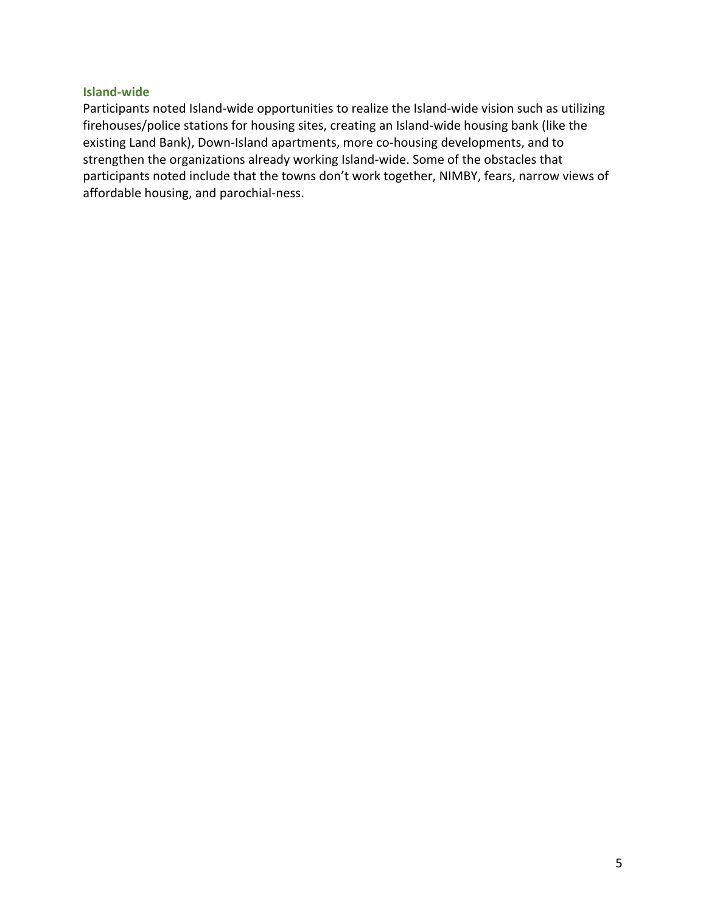### Island-wide

Participants noted Island-wide opportunities to realize the Island-wide vision such as utilizing firehouses/police stations for housing sites, creating an Island-wide housing bank (like the existing Land Bank), Down-Island apartments, more co-housing developments, and to strengthen the organizations already working Island-wide. Some of the obstacles that participants noted include that the towns don't work together, NIMBY, fears, narrow views of affordable housing, and parochial-ness.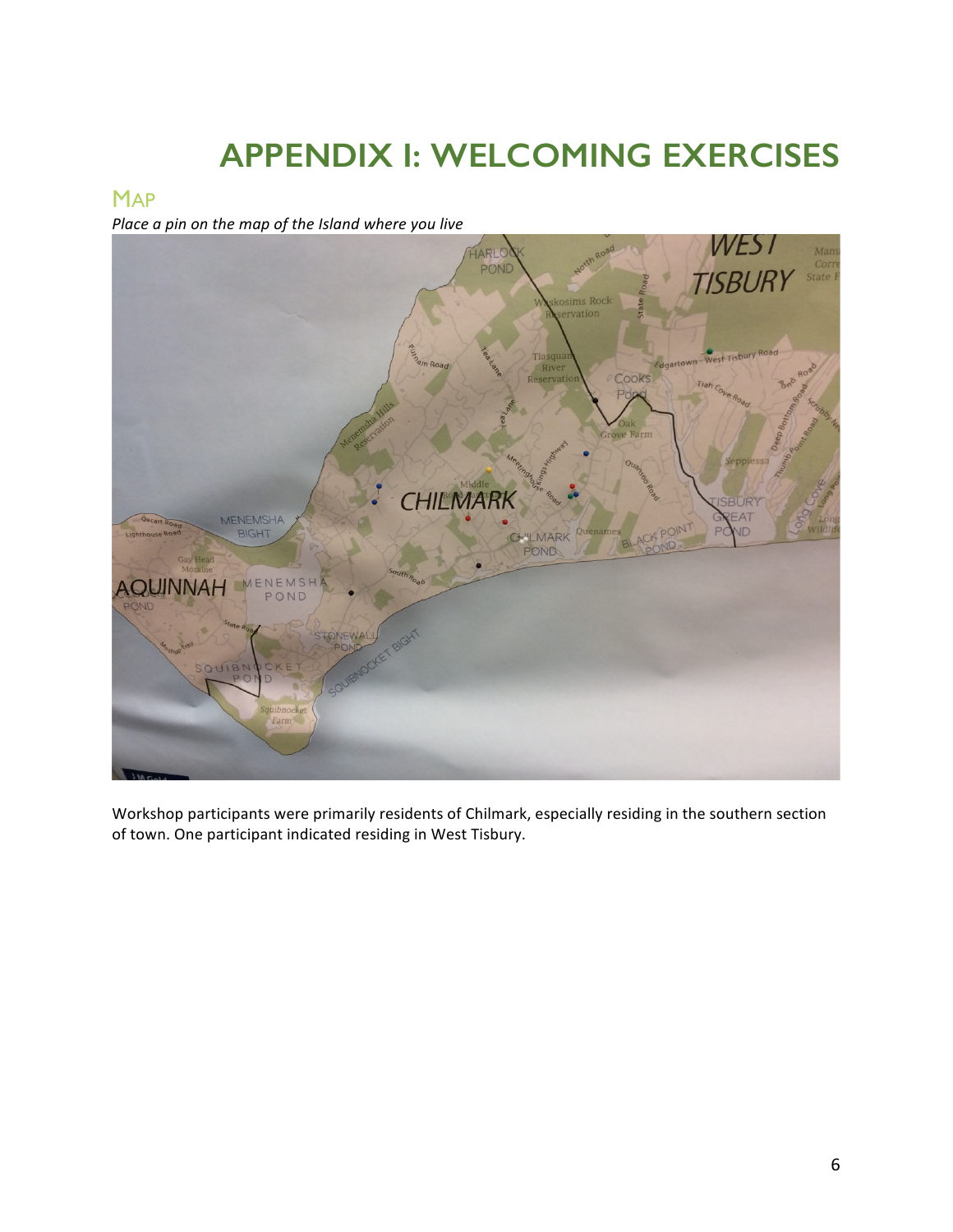# APPENDIX I: WELCOMING EXERCISES

## Map

*Place a pin on the map of the Island where you live*

Workshop participants were primarily residents of Chilmark, especially residing in the southern section of town. One participant indicated residing in West Tisbury.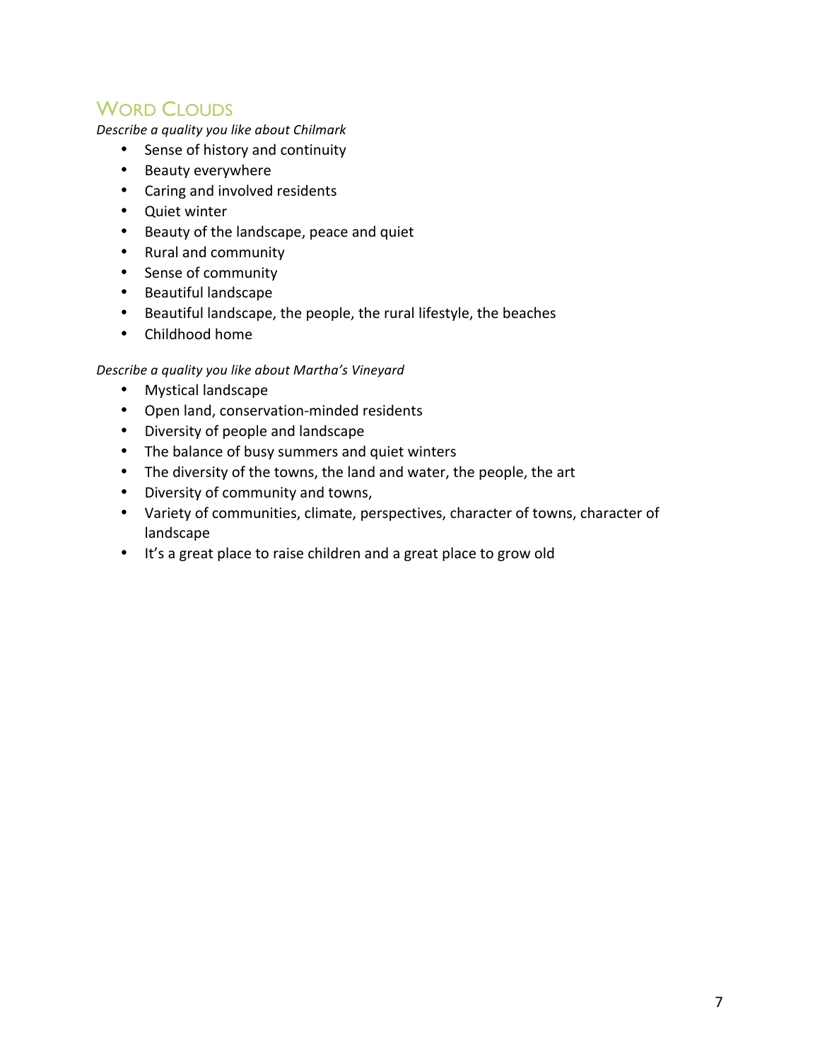## Word Clouds

*Describe a quality you like about Chilmark*

- Sense of history and continuity
- Beauty everywhere
- Caring and involved residents
- Quiet winter
- Beauty of the landscape, peace and quiet
- Rural and community
- Sense of community
- Beautiful landscape
- Beautiful landscape, the people, the rural lifestyle, the beaches
- Childhood home

*Describe a quality you like about Martha's Vineyard*

- Mystical landscape
- Open land, conservation-minded residents
- Diversity of people and landscape
- The balance of busy summers and quiet winters
- The diversity of the towns, the land and water, the people, the art
- Diversity of community and towns,
- Variety of communities, climate, perspectives, character of towns, character of landscape
- It's a great place to raise children and a great place to grow old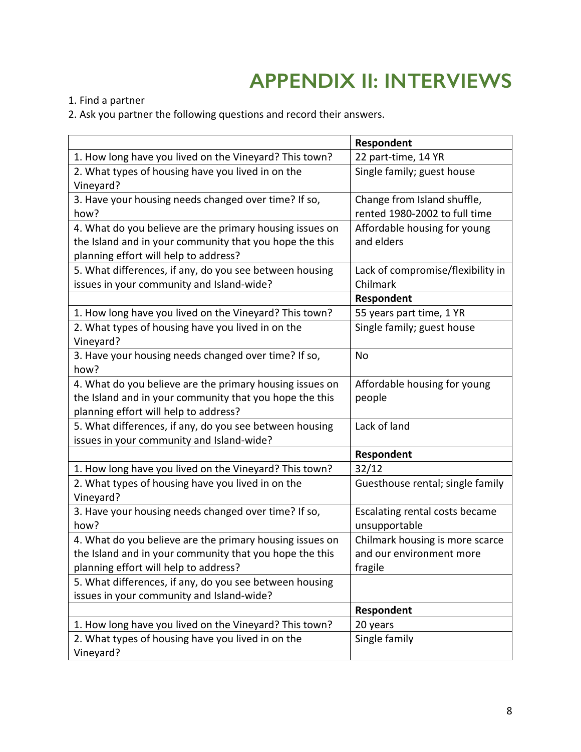# APPENDIX II: INTERVIEWS

1. Find a partner
2. Ask you partner the following questions and record their answers.

| | **Respondent** |
|---|---|
| 1. How long have you lived on the Vineyard? This town? | 22 part-time, 14 YR |
| 2. What types of housing have you lived in on the Vineyard? | Single family; guest house |
| 3. Have your housing needs changed over time? If so, how? | Change from Island shuffle, rented 1980-2002 to full time |
| 4. What do you believe are the primary housing issues on the Island and in your community that you hope the this planning effort will help to address? | Affordable housing for young and elders |
| 5. What differences, if any, do you see between housing issues in your community and Island-wide? | Lack of compromise/flexibility in Chilmark |
| | **Respondent** |
| 1. How long have you lived on the Vineyard? This town? | 55 years part time, 1 YR |
| 2. What types of housing have you lived in on the Vineyard? | Single family; guest house |
| 3. Have your housing needs changed over time? If so, how? | No |
| 4. What do you believe are the primary housing issues on the Island and in your community that you hope the this planning effort will help to address? | Affordable housing for young people |
| 5. What differences, if any, do you see between housing issues in your community and Island-wide? | Lack of land |
| | **Respondent** |
| 1. How long have you lived on the Vineyard? This town? | 32/12 |
| 2. What types of housing have you lived in on the Vineyard? | Guesthouse rental; single family |
| 3. Have your housing needs changed over time? If so, how? | Escalating rental costs became unsupportable |
| 4. What do you believe are the primary housing issues on the Island and in your community that you hope the this planning effort will help to address? | Chilmark housing is more scarce and our environment more fragile |
| 5. What differences, if any, do you see between housing issues in your community and Island-wide? | |
| | **Respondent** |
| 1. How long have you lived on the Vineyard? This town? | 20 years |
| 2. What types of housing have you lived in on the Vineyard? | Single family |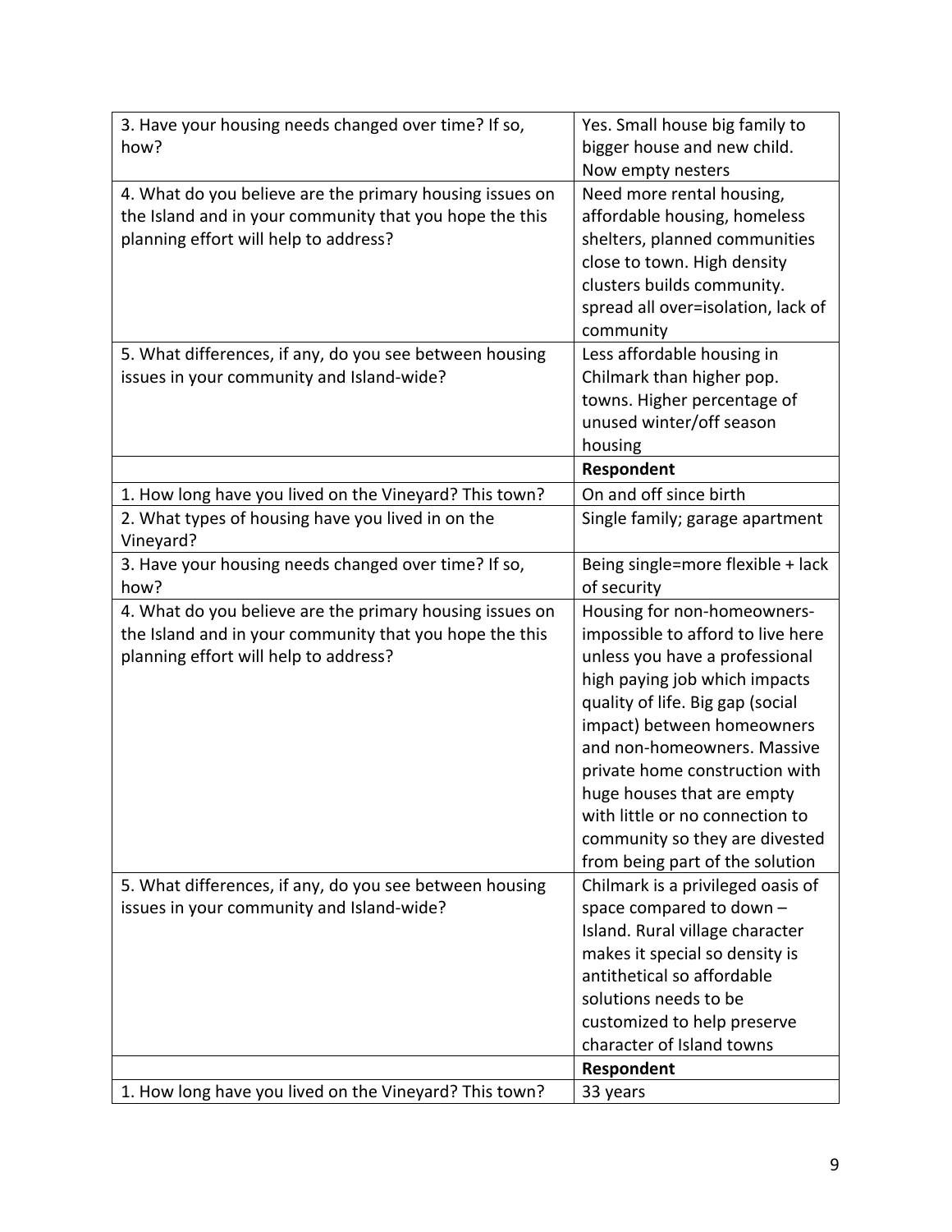| | |
|---|---|
| 3. Have your housing needs changed over time? If so, how? | Yes. Small house big family to bigger house and new child. Now empty nesters |
| 4. What do you believe are the primary housing issues on the Island and in your community that you hope the this planning effort will help to address? | Need more rental housing, affordable housing, homeless shelters, planned communities close to town. High density clusters builds community. spread all over=isolation, lack of community |
| 5. What differences, if any, do you see between housing issues in your community and Island-wide? | Less affordable housing in Chilmark than higher pop. towns. Higher percentage of unused winter/off season housing |
| | **Respondent** |
| 1. How long have you lived on the Vineyard? This town? | On and off since birth |
| 2. What types of housing have you lived in on the Vineyard? | Single family; garage apartment |
| 3. Have your housing needs changed over time? If so, how? | Being single=more flexible + lack of security |
| 4. What do you believe are the primary housing issues on the Island and in your community that you hope the this planning effort will help to address? | Housing for non-homeowners- impossible to afford to live here unless you have a professional high paying job which impacts quality of life. Big gap (social impact) between homeowners and non-homeowners. Massive private home construction with huge houses that are empty with little or no connection to community so they are divested from being part of the solution |
| 5. What differences, if any, do you see between housing issues in your community and Island-wide? | Chilmark is a privileged oasis of space compared to down – Island. Rural village character makes it special so density is antithetical so affordable solutions needs to be customized to help preserve character of Island towns |
| | **Respondent** |
| 1. How long have you lived on the Vineyard? This town? | 33 years |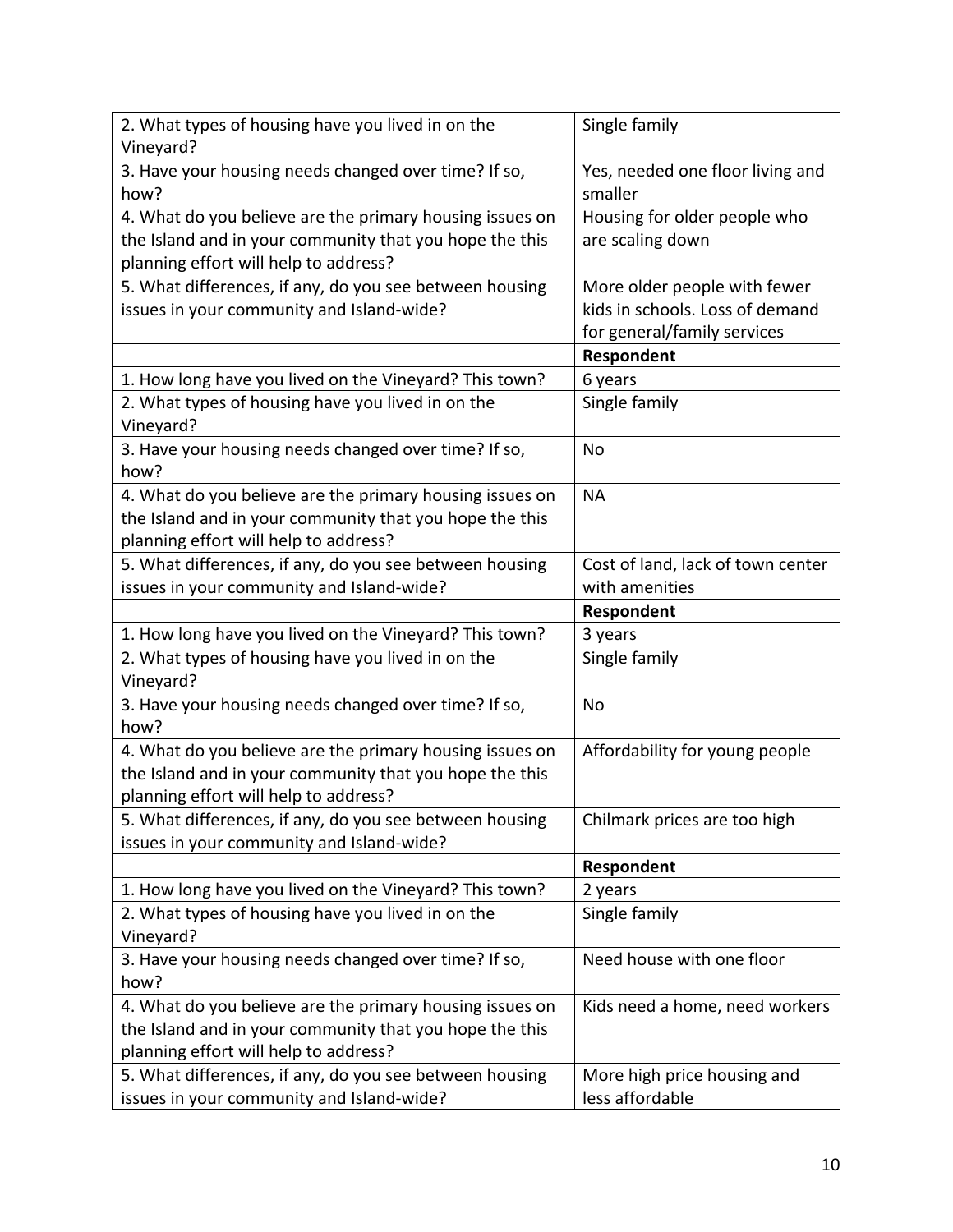| | |
|---|---|
| 2. What types of housing have you lived in on the Vineyard? | Single family |
| 3. Have your housing needs changed over time? If so, how? | Yes, needed one floor living and smaller |
| 4. What do you believe are the primary housing issues on the Island and in your community that you hope the this planning effort will help to address? | Housing for older people who are scaling down |
| 5. What differences, if any, do you see between housing issues in your community and Island-wide? | More older people with fewer kids in schools. Loss of demand for general/family services |
| | **Respondent** |
| 1. How long have you lived on the Vineyard? This town? | 6 years |
| 2. What types of housing have you lived in on the Vineyard? | Single family |
| 3. Have your housing needs changed over time? If so, how? | No |
| 4. What do you believe are the primary housing issues on the Island and in your community that you hope the this planning effort will help to address? | NA |
| 5. What differences, if any, do you see between housing issues in your community and Island-wide? | Cost of land, lack of town center with amenities |
| | **Respondent** |
| 1. How long have you lived on the Vineyard? This town? | 3 years |
| 2. What types of housing have you lived in on the Vineyard? | Single family |
| 3. Have your housing needs changed over time? If so, how? | No |
| 4. What do you believe are the primary housing issues on the Island and in your community that you hope the this planning effort will help to address? | Affordability for young people |
| 5. What differences, if any, do you see between housing issues in your community and Island-wide? | Chilmark prices are too high |
| | **Respondent** |
| 1. How long have you lived on the Vineyard? This town? | 2 years |
| 2. What types of housing have you lived in on the Vineyard? | Single family |
| 3. Have your housing needs changed over time? If so, how? | Need house with one floor |
| 4. What do you believe are the primary housing issues on the Island and in your community that you hope the this planning effort will help to address? | Kids need a home, need workers |
| 5. What differences, if any, do you see between housing issues in your community and Island-wide? | More high price housing and less affordable |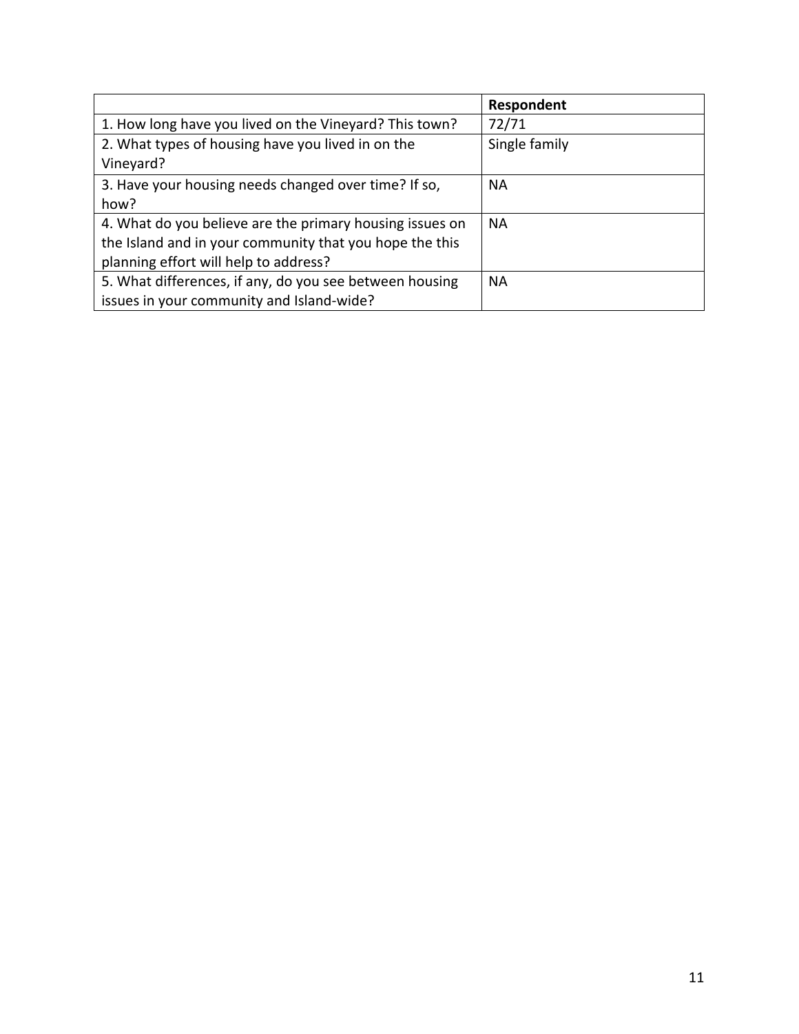| | **Respondent** |
|---|---|
| 1. How long have you lived on the Vineyard? This town? | 72/71 |
| 2. What types of housing have you lived in on the Vineyard? | Single family |
| 3. Have your housing needs changed over time? If so, how? | NA |
| 4. What do you believe are the primary housing issues on the Island and in your community that you hope the this planning effort will help to address? | NA |
| 5. What differences, if any, do you see between housing issues in your community and Island-wide? | NA |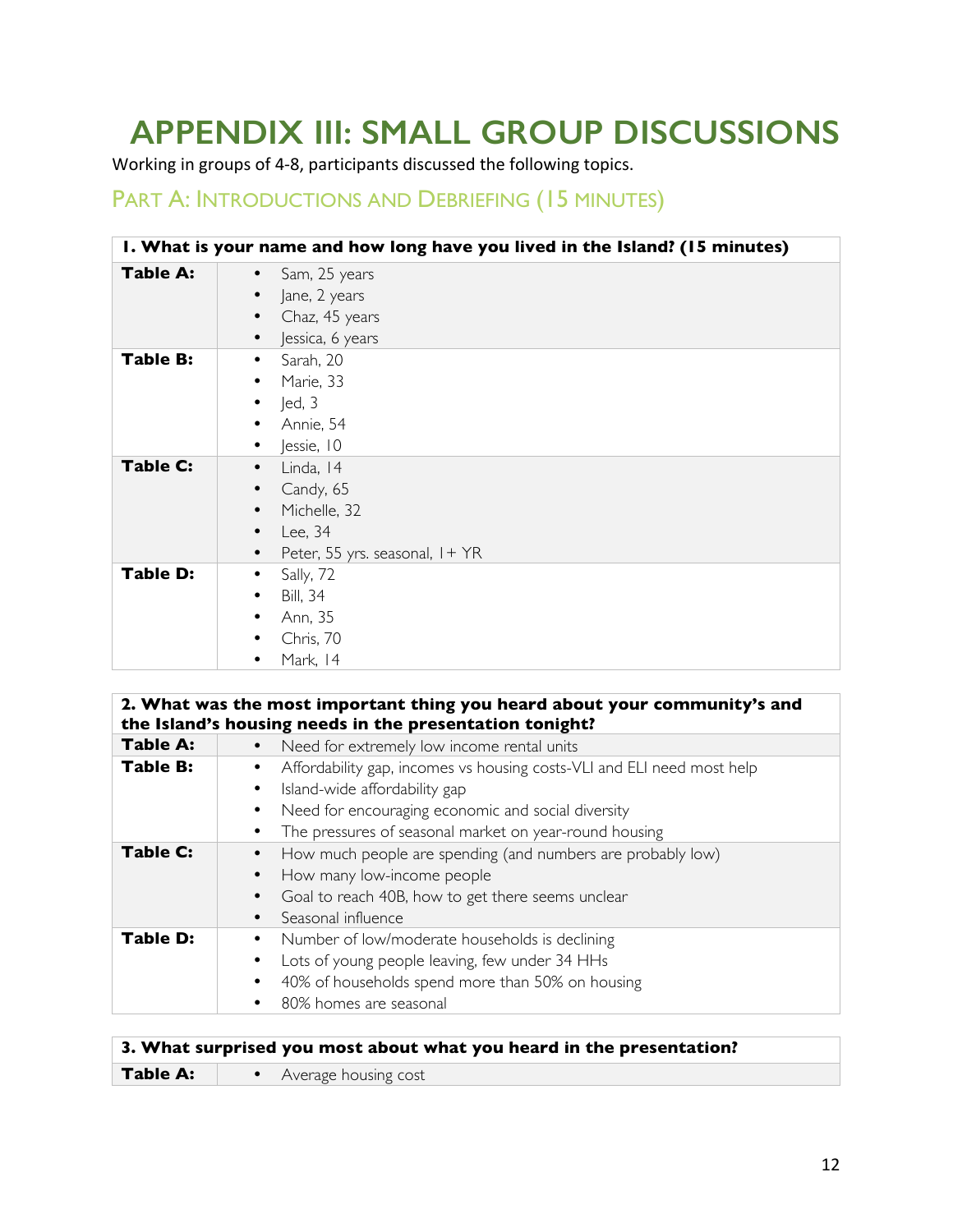# APPENDIX III: SMALL GROUP DISCUSSIONS

Working in groups of 4-8, participants discussed the following topics.

## PART A: INTRODUCTIONS AND DEBRIEFING (15 MINUTES)

| 1. What is your name and how long have you lived in the Island? (15 minutes) | |
|---|---|
| **Table A:** | • Sam, 25 years<br>• Jane, 2 years<br>• Chaz, 45 years<br>• Jessica, 6 years |
| **Table B:** | • Sarah, 20<br>• Marie, 33<br>• Jed, 3<br>• Annie, 54<br>• Jessie, 10 |
| **Table C:** | • Linda, 14<br>• Candy, 65<br>• Michelle, 32<br>• Lee, 34<br>• Peter, 55 yrs. seasonal, 1+ YR |
| **Table D:** | • Sally, 72<br>• Bill, 34<br>• Ann, 35<br>• Chris, 70<br>• Mark, 14 |

| 2. What was the most important thing you heard about your community's and the Island's housing needs in the presentation tonight? | |
|---|---|
| **Table A:** | • Need for extremely low income rental units |
| **Table B:** | • Affordability gap, incomes vs housing costs-VLI and ELI need most help<br>• Island-wide affordability gap<br>• Need for encouraging economic and social diversity<br>• The pressures of seasonal market on year-round housing |
| **Table C:** | • How much people are spending (and numbers are probably low)<br>• How many low-income people<br>• Goal to reach 40B, how to get there seems unclear<br>• Seasonal influence |
| **Table D:** | • Number of low/moderate households is declining<br>• Lots of young people leaving, few under 34 HHs<br>• 40% of households spend more than 50% on housing<br>• 80% homes are seasonal |

| 3. What surprised you most about what you heard in the presentation? | |
|---|---|
| **Table A:** | • Average housing cost |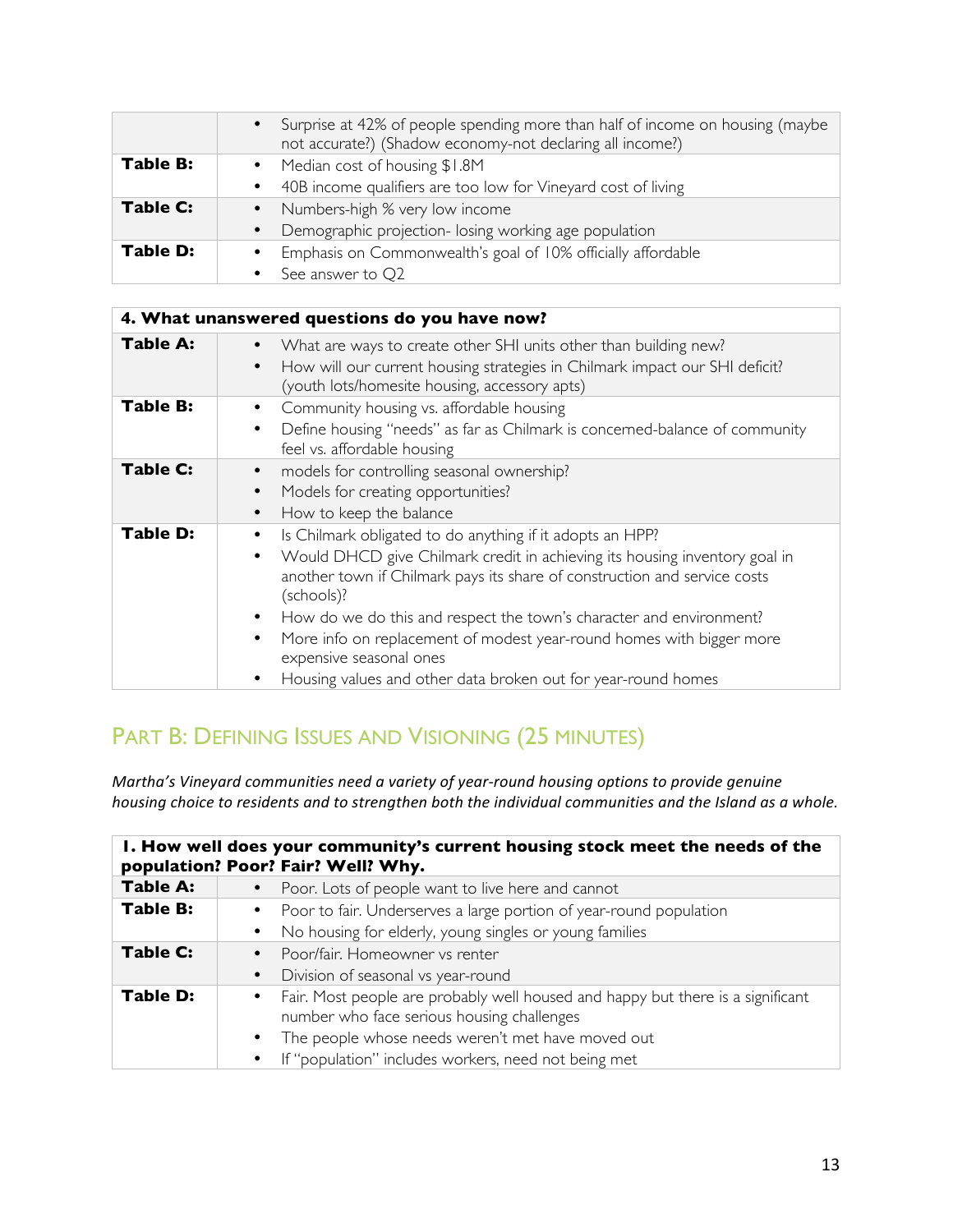| | |
|---|---|
| | • Surprise at 42% of people spending more than half of income on housing (maybe not accurate?) (Shadow economy-not declaring all income?) |
| **Table B:** | • Median cost of housing $1.8M<br>• 40B income qualifiers are too low for Vineyard cost of living |
| **Table C:** | • Numbers-high % very low income<br>• Demographic projection- losing working age population |
| **Table D:** | • Emphasis on Commonwealth's goal of 10% officially affordable<br>• See answer to Q2 |

| **4. What unanswered questions do you have now?** | |
|---|---|
| **Table A:** | • What are ways to create other SHI units other than building new?<br>• How will our current housing strategies in Chilmark impact our SHI deficit? (youth lots/homesite housing, accessory apts) |
| **Table B:** | • Community housing vs. affordable housing<br>• Define housing "needs" as far as Chilmark is concerned-balance of community feel vs. affordable housing |
| **Table C:** | • models for controlling seasonal ownership?<br>• Models for creating opportunities?<br>• How to keep the balance |
| **Table D:** | • Is Chilmark obligated to do anything if it adopts an HPP?<br>• Would DHCD give Chilmark credit in achieving its housing inventory goal in another town if Chilmark pays its share of construction and service costs (schools)?<br>• How do we do this and respect the town's character and environment?<br>• More info on replacement of modest year-round homes with bigger more expensive seasonal ones<br>• Housing values and other data broken out for year-round homes |

## Part B: Defining Issues and Visioning (25 minutes)

*Martha's Vineyard communities need a variety of year-round housing options to provide genuine housing choice to residents and to strengthen both the individual communities and the Island as a whole.*

| **1. How well does your community's current housing stock meet the needs of the population? Poor? Fair? Well? Why.** | |
|---|---|
| **Table A:** | • Poor. Lots of people want to live here and cannot |
| **Table B:** | • Poor to fair. Underserves a large portion of year-round population<br>• No housing for elderly, young singles or young families |
| **Table C:** | • Poor/fair. Homeowner vs renter<br>• Division of seasonal vs year-round |
| **Table D:** | • Fair. Most people are probably well housed and happy but there is a significant number who face serious housing challenges<br>• The people whose needs weren't met have moved out<br>• If "population" includes workers, need not being met |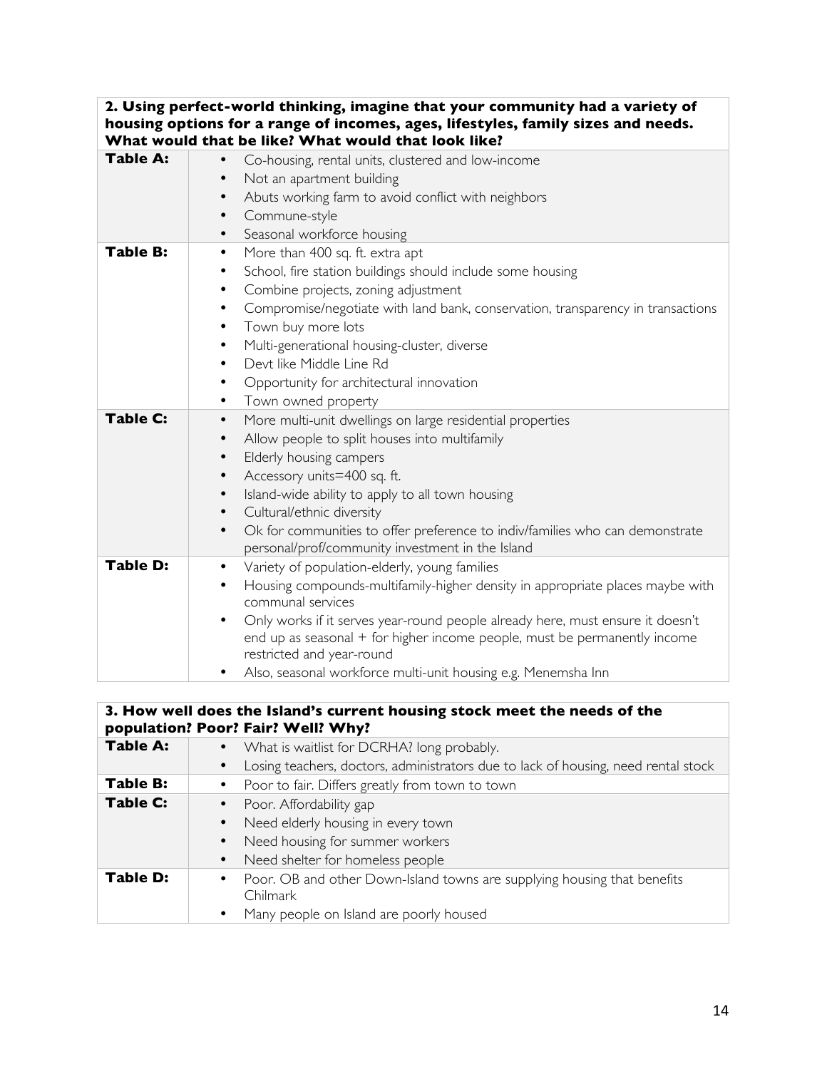| **2. Using perfect-world thinking, imagine that your community had a variety of housing options for a range of incomes, ages, lifestyles, family sizes and needs. What would that be like? What would that look like?** | |
|---|---|
| **Table A:** | • Co-housing, rental units, clustered and low-income<br>• Not an apartment building<br>• Abuts working farm to avoid conflict with neighbors<br>• Commune-style<br>• Seasonal workforce housing |
| **Table B:** | • More than 400 sq. ft. extra apt<br>• School, fire station buildings should include some housing<br>• Combine projects, zoning adjustment<br>• Compromise/negotiate with land bank, conservation, transparency in transactions<br>• Town buy more lots<br>• Multi-generational housing-cluster, diverse<br>• Devt like Middle Line Rd<br>• Opportunity for architectural innovation<br>• Town owned property |
| **Table C:** | • More multi-unit dwellings on large residential properties<br>• Allow people to split houses into multifamily<br>• Elderly housing campers<br>• Accessory units=400 sq. ft.<br>• Island-wide ability to apply to all town housing<br>• Cultural/ethnic diversity<br>• Ok for communities to offer preference to indiv/families who can demonstrate personal/prof/community investment in the Island |
| **Table D:** | • Variety of population-elderly, young families<br>• Housing compounds-multifamily-higher density in appropriate places maybe with communal services<br>• Only works if it serves year-round people already here, must ensure it doesn't end up as seasonal + for higher income people, must be permanently income restricted and year-round<br>• Also, seasonal workforce multi-unit housing e.g. Menemsha Inn |

| **3. How well does the Island's current housing stock meet the needs of the population? Poor? Fair? Well? Why?** | |
|---|---|
| **Table A:** | • What is waitlist for DCRHA? long probably.<br>• Losing teachers, doctors, administrators due to lack of housing, need rental stock |
| **Table B:** | • Poor to fair. Differs greatly from town to town |
| **Table C:** | • Poor. Affordability gap<br>• Need elderly housing in every town<br>• Need housing for summer workers<br>• Need shelter for homeless people |
| **Table D:** | • Poor. OB and other Down-Island towns are supplying housing that benefits Chilmark<br>• Many people on Island are poorly housed |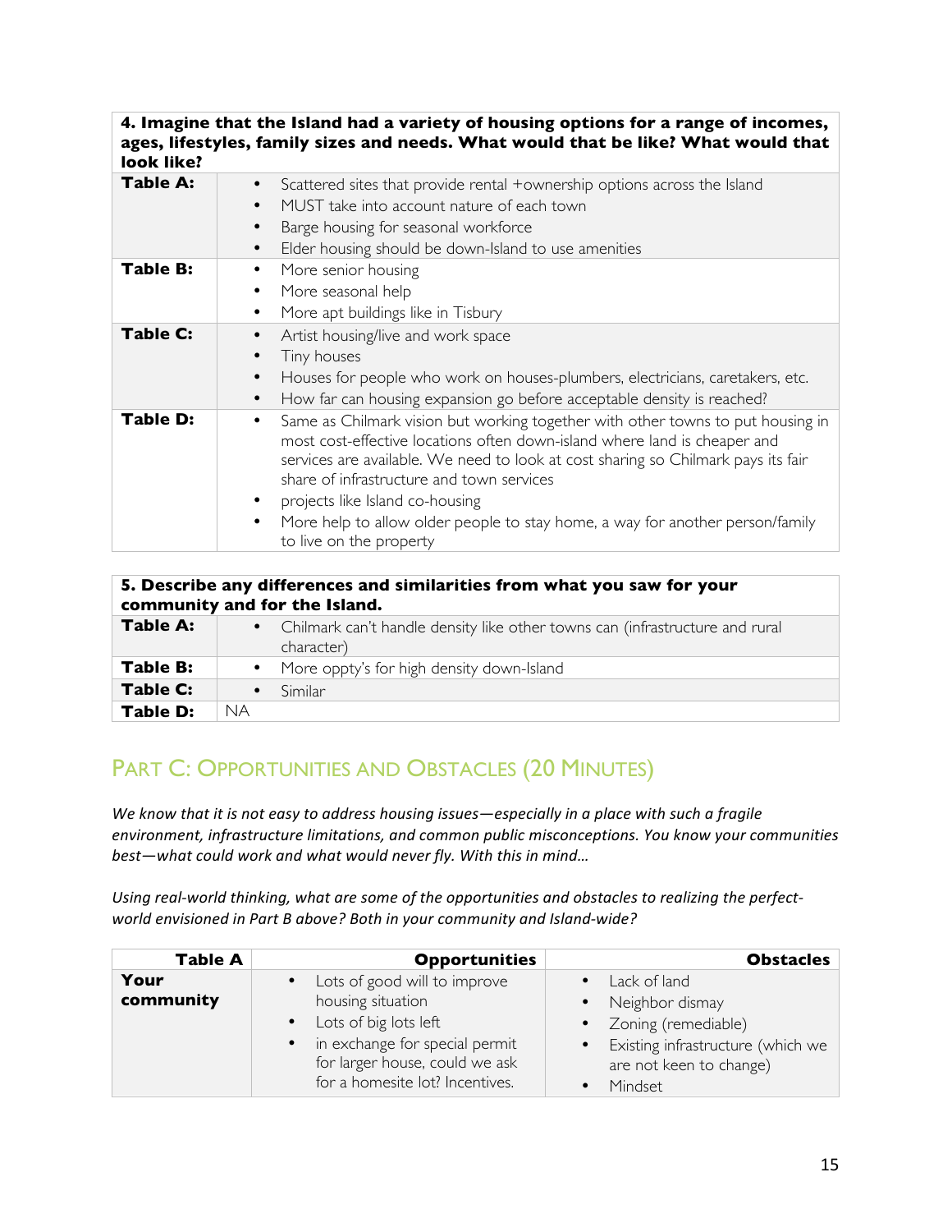| **4. Imagine that the Island had a variety of housing options for a range of incomes, ages, lifestyles, family sizes and needs. What would that be like? What would that look like?** | |
|---|---|
| **Table A:** | • Scattered sites that provide rental +ownership options across the Island<br>• MUST take into account nature of each town<br>• Barge housing for seasonal workforce<br>• Elder housing should be down-Island to use amenities |
| **Table B:** | • More senior housing<br>• More seasonal help<br>• More apt buildings like in Tisbury |
| **Table C:** | • Artist housing/live and work space<br>• Tiny houses<br>• Houses for people who work on houses-plumbers, electricians, caretakers, etc.<br>• How far can housing expansion go before acceptable density is reached? |
| **Table D:** | • Same as Chilmark vision but working together with other towns to put housing in most cost-effective locations often down-island where land is cheaper and services are available. We need to look at cost sharing so Chilmark pays its fair share of infrastructure and town services<br>• projects like Island co-housing<br>• More help to allow older people to stay home, a way for another person/family to live on the property |

| **5. Describe any differences and similarities from what you saw for your community and for the Island.** | |
|---|---|
| **Table A:** | • Chilmark can't handle density like other towns can (infrastructure and rural character) |
| **Table B:** | • More oppty's for high density down-Island |
| **Table C:** | • Similar |
| **Table D:** | NA |

## Part C: Opportunities and Obstacles (20 Minutes)

*We know that it is not easy to address housing issues—especially in a place with such a fragile environment, infrastructure limitations, and common public misconceptions. You know your communities best—what could work and what would never fly. With this in mind…*

*Using real-world thinking, what are some of the opportunities and obstacles to realizing the perfect-world envisioned in Part B above? Both in your community and Island-wide?*

| **Table A** | **Opportunities** | **Obstacles** |
|---|---|---|
| **Your community** | • Lots of good will to improve housing situation<br>• Lots of big lots left<br>• in exchange for special permit for larger house, could we ask for a homesite lot? Incentives. | • Lack of land<br>• Neighbor dismay<br>• Zoning (remediable)<br>• Existing infrastructure (which we are not keen to change)<br>• Mindset |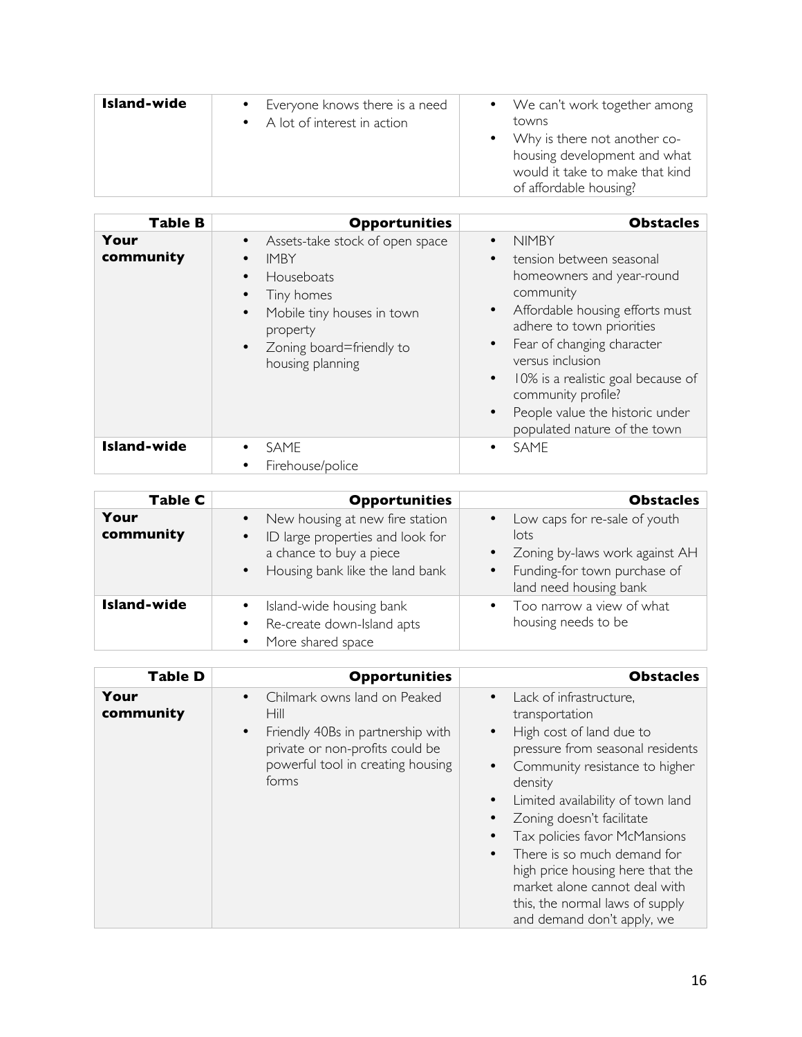| | | |
|---|---|---|
| **Island-wide** | • Everyone knows there is a need<br>• A lot of interest in action | • We can't work together among towns<br>• Why is there not another co-housing development and what would it take to make that kind of affordable housing? |

| **Table B** | **Opportunities** | **Obstacles** |
|---|---|---|
| **Your community** | • Assets-take stock of open space<br>• IMBY<br>• Houseboats<br>• Tiny homes<br>• Mobile tiny houses in town property<br>• Zoning board=friendly to housing planning | • NIMBY<br>• tension between seasonal homeowners and year-round community<br>• Affordable housing efforts must adhere to town priorities<br>• Fear of changing character versus inclusion<br>• 10% is a realistic goal because of community profile?<br>• People value the historic under populated nature of the town |
| **Island-wide** | • SAME<br>• Firehouse/police | • SAME |

| **Table C** | **Opportunities** | **Obstacles** |
|---|---|---|
| **Your community** | • New housing at new fire station<br>• ID large properties and look for a chance to buy a piece<br>• Housing bank like the land bank | • Low caps for re-sale of youth lots<br>• Zoning by-laws work against AH<br>• Funding-for town purchase of land need housing bank |
| **Island-wide** | • Island-wide housing bank<br>• Re-create down-Island apts<br>• More shared space | • Too narrow a view of what housing needs to be |

| **Table D** | **Opportunities** | **Obstacles** |
|---|---|---|
| **Your community** | • Chilmark owns land on Peaked Hill<br>• Friendly 40Bs in partnership with private or non-profits could be powerful tool in creating housing forms | • Lack of infrastructure, transportation<br>• High cost of land due to pressure from seasonal residents<br>• Community resistance to higher density<br>• Limited availability of town land<br>• Zoning doesn't facilitate<br>• Tax policies favor McMansions<br>• There is so much demand for high price housing here that the market alone cannot deal with this, the normal laws of supply and demand don't apply, we |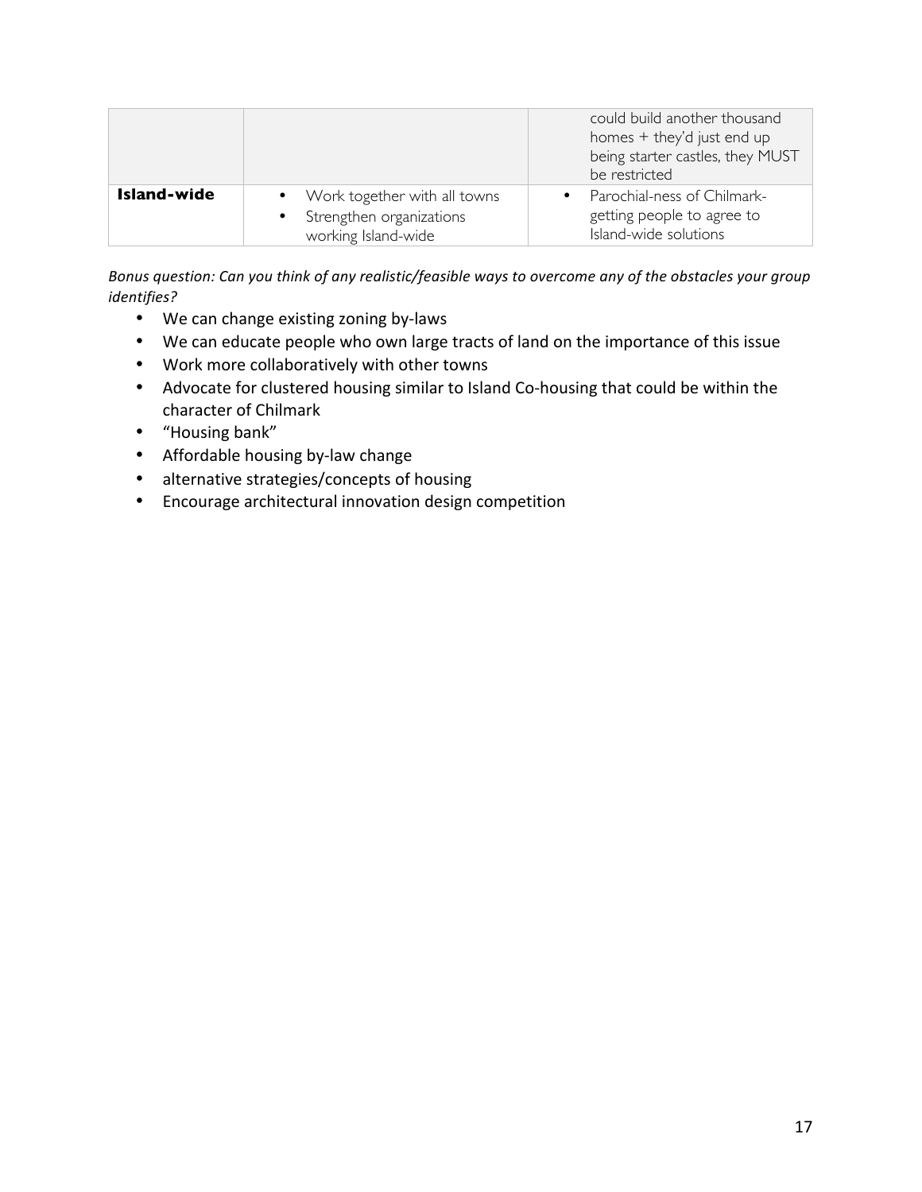| | | |
|---|---|---|
| | | could build another thousand homes + they'd just end up being starter castles, they MUST be restricted |
| **Island-wide** | • Work together with all towns<br>• Strengthen organizations working Island-wide | • Parochial-ness of Chilmark- getting people to agree to Island-wide solutions |

*Bonus question: Can you think of any realistic/feasible ways to overcome any of the obstacles your group identifies?*

- We can change existing zoning by-laws
- We can educate people who own large tracts of land on the importance of this issue
- Work more collaboratively with other towns
- Advocate for clustered housing similar to Island Co-housing that could be within the character of Chilmark
- "Housing bank"
- Affordable housing by-law change
- alternative strategies/concepts of housing
- Encourage architectural innovation design competition